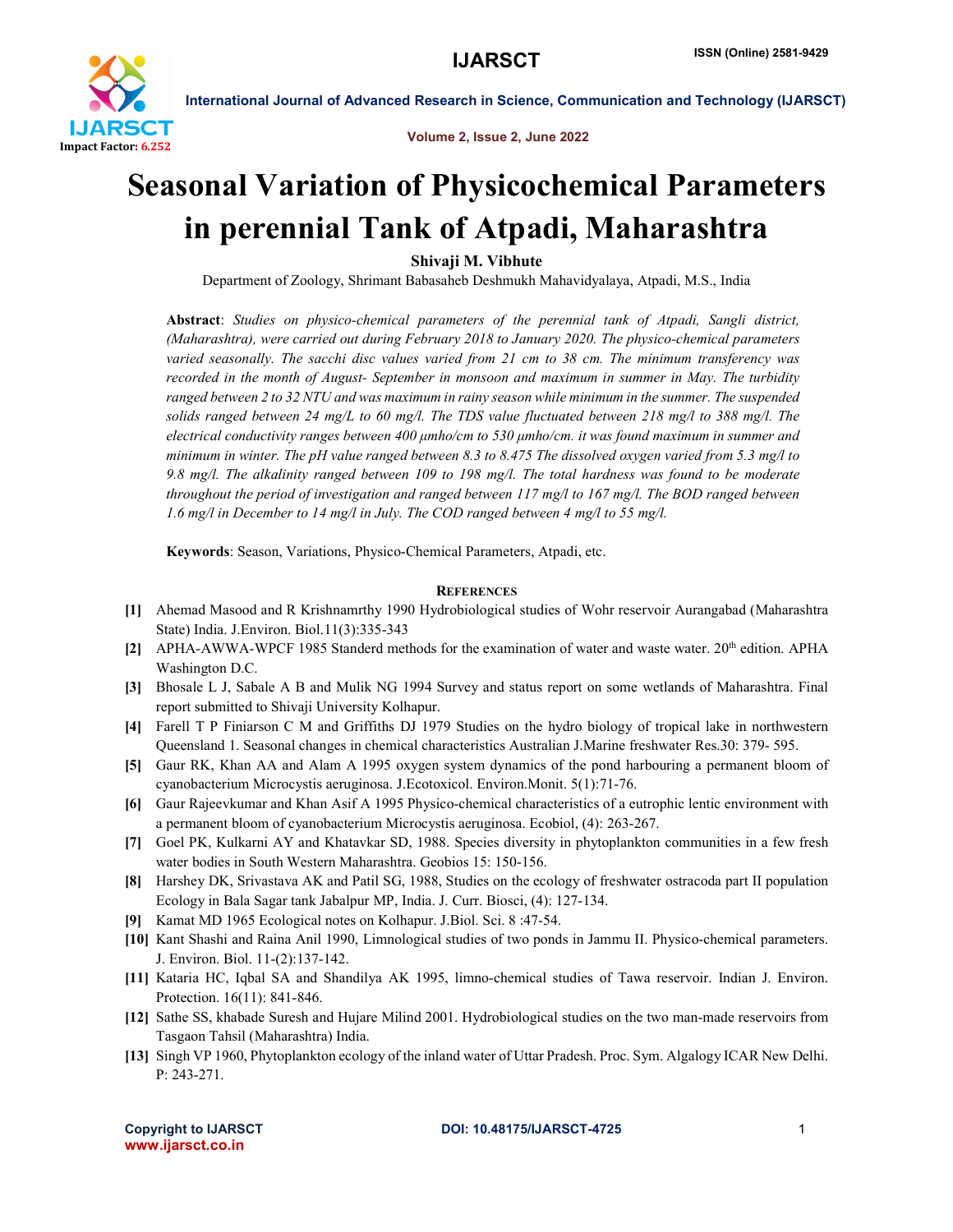# Seasonal Variation of Physicochemical Parameters in perennial Tank of Atpadi, Maharashtra

**Shivaji M. Vibhute**

Department of Zoology, Shrimant Babasaheb Deshmukh Mahavidyalaya, Atpadi, M.S., India

**Abstract**: *Studies on physico-chemical parameters of the perennial tank of Atpadi, Sangli district, (Maharashtra), were carried out during February 2018 to January 2020. The physico-chemical parameters varied seasonally. The sacchi disc values varied from 21 cm to 38 cm. The minimum transferency was recorded in the month of August- September in monsoon and maximum in summer in May. The turbidity ranged between 2 to 32 NTU and was maximum in rainy season while minimum in the summer. The suspended solids ranged between 24 mg/L to 60 mg/l. The TDS value fluctuated between 218 mg/l to 388 mg/l. The electrical conductivity ranges between 400 µmho/cm to 530 µmho/cm. it was found maximum in summer and minimum in winter. The pH value ranged between 8.3 to 8.475 The dissolved oxygen varied from 5.3 mg/l to 9.8 mg/l. The alkalinity ranged between 109 to 198 mg/l. The total hardness was found to be moderate throughout the period of investigation and ranged between 117 mg/l to 167 mg/l. The BOD ranged between 1.6 mg/l in December to 14 mg/l in July. The COD ranged between 4 mg/l to 55 mg/l.*

**Keywords**: Season, Variations, Physico-Chemical Parameters, Atpadi, etc.

## References

- [1] Ahemad Masood and R Krishnamrthy 1990 Hydrobiological studies of Wohr reservoir Aurangabad (Maharashtra State) India. J.Environ. Biol.11(3):335-343
- [2] APHA-AWWA-WPCF 1985 Standerd methods for the examination of water and waste water. 20th edition. APHA Washington D.C.
- [3] Bhosale L J, Sabale A B and Mulik NG 1994 Survey and status report on some wetlands of Maharashtra. Final report submitted to Shivaji University Kolhapur.
- [4] Farell T P Finiarson C M and Griffiths DJ 1979 Studies on the hydro biology of tropical lake in northwestern Queensland 1. Seasonal changes in chemical characteristics Australian J.Marine freshwater Res.30: 379- 595.
- [5] Gaur RK, Khan AA and Alam A 1995 oxygen system dynamics of the pond harbouring a permanent bloom of cyanobacterium Microcystis aeruginosa. J.Ecotoxicol. Environ.Monit. 5(1):71-76.
- [6] Gaur Rajeevkumar and Khan Asif A 1995 Physico-chemical characteristics of a eutrophic lentic environment with a permanent bloom of cyanobacterium Microcystis aeruginosa. Ecobiol, (4): 263-267.
- [7] Goel PK, Kulkarni AY and Khatavkar SD, 1988. Species diversity in phytoplankton communities in a few fresh water bodies in South Western Maharashtra. Geobios 15: 150-156.
- [8] Harshey DK, Srivastava AK and Patil SG, 1988, Studies on the ecology of freshwater ostracoda part II population Ecology in Bala Sagar tank Jabalpur MP, India. J. Curr. Biosci, (4): 127-134.
- [9] Kamat MD 1965 Ecological notes on Kolhapur. J.Biol. Sci. 8 :47-54.
- [10] Kant Shashi and Raina Anil 1990, Limnological studies of two ponds in Jammu II. Physico-chemical parameters. J. Environ. Biol. 11-(2):137-142.
- [11] Kataria HC, Iqbal SA and Shandilya AK 1995, limno-chemical studies of Tawa reservoir. Indian J. Environ. Protection. 16(11): 841-846.
- [12] Sathe SS, khabade Suresh and Hujare Milind 2001. Hydrobiological studies on the two man-made reservoirs from Tasgaon Tahsil (Maharashtra) India.
- [13] Singh VP 1960, Phytoplankton ecology of the inland water of Uttar Pradesh. Proc. Sym. Algalogy ICAR New Delhi. P: 243-271.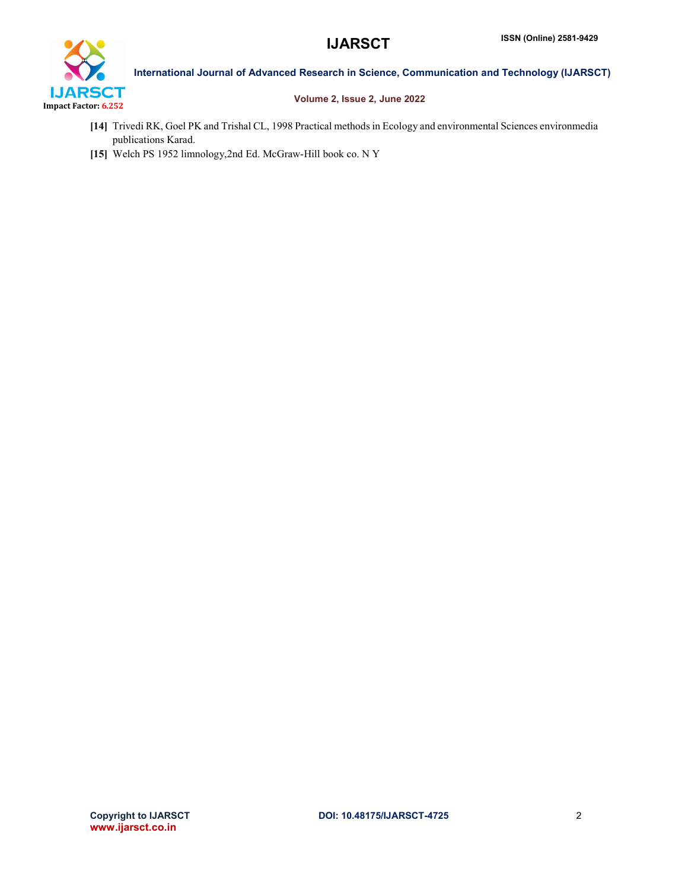[14] Trivedi RK, Goel PK and Trishal CL, 1998 Practical methods in Ecology and environmental Sciences environmedia publications Karad.

[15] Welch PS 1952 limnology,2nd Ed. McGraw-Hill book co. N Y